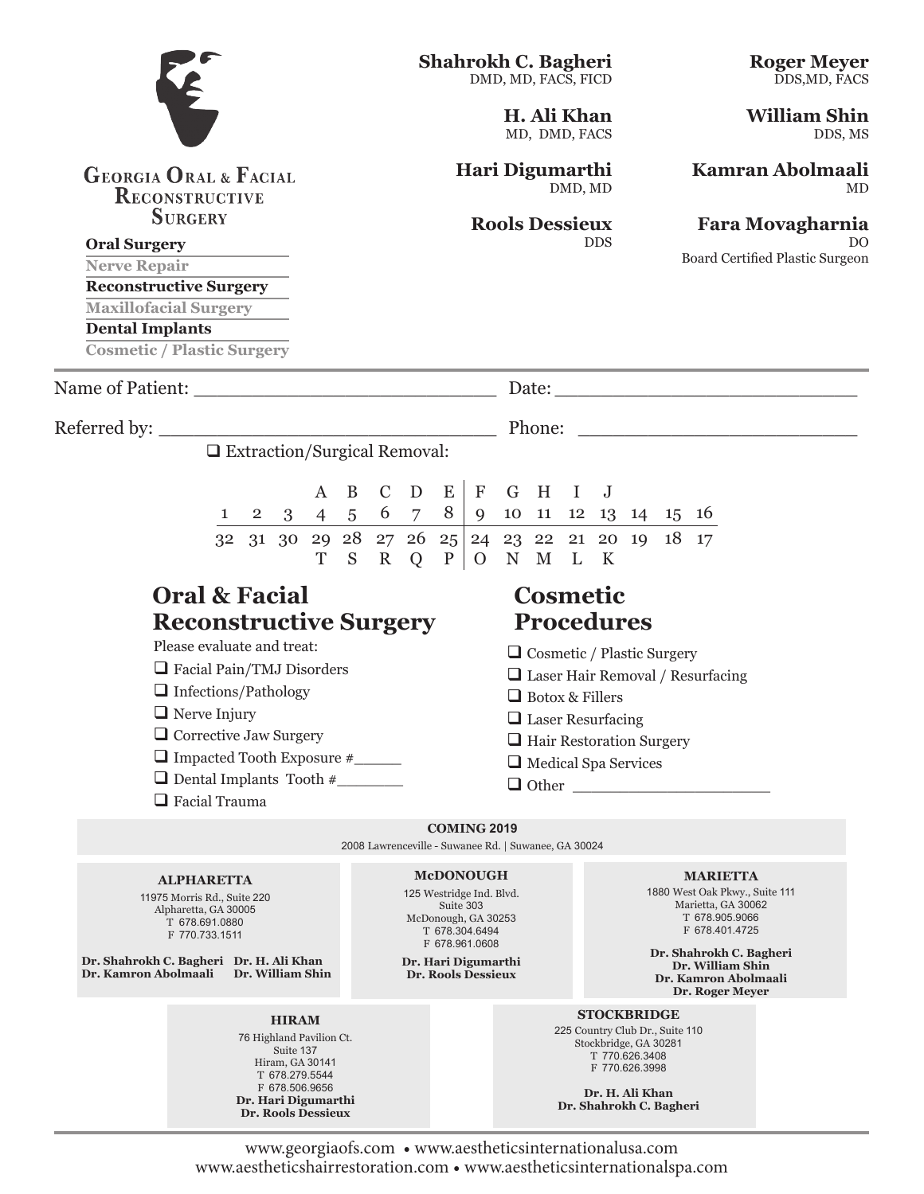# Georgia Oral & Facial Reconstructive Surgery

- **Oral Surgery**
- **Nerve Repair**
- **Reconstructive Surgery**
- **Maxillofacial Surgery**
- **Dental Implants**
- **Cosmetic / Plastic Surgery**

**Shahrokh C. Bagheri**
DMD, MD, FACS, FICD

**H. Ali Khan**
MD, DMD, FACS

**Hari Digumarthi**
DMD, MD

**Rools Dessieux**
DDS

**Roger Meyer**
DDS,MD, FACS

**William Shin**
DDS, MS

**Kamran Abolmaali**
MD

**Fara Movagharnia**
DO
Board Certified Plastic Surgeon

---

Name of Patient: ___________________________ Date: ___________________________

Referred by: ________________________________ Phone: _________________________

❑ Extraction/Surgical Removal:

| | | | A | B | C | D | E | F | G | H | I | J | | | |
|---|---|---|---|---|---|---|---|---|---|---|---|---|---|---|---|
| 1 | 2 | 3 | 4 | 5 | 6 | 7 | 8 | 9 | 10 | 11 | 12 | 13 | 14 | 15 | 16 |
| 32 | 31 | 30 | 29 | 28 | 27 | 26 | 25 | 24 | 23 | 22 | 21 | 20 | 19 | 18 | 17 |
| | | | T | S | R | Q | P | O | N | M | L | K | | | |

## Oral & Facial Reconstructive Surgery

Please evaluate and treat:

- ❑ Facial Pain/TMJ Disorders
- ❑ Infections/Pathology
- ❑ Nerve Injury
- ❑ Corrective Jaw Surgery
- ❑ Impacted Tooth Exposure #______
- ❑ Dental Implants Tooth #________
- ❑ Facial Trauma

## Cosmetic Procedures

- ❑ Cosmetic / Plastic Surgery
- ❑ Laser Hair Removal / Resurfacing
- ❑ Botox & Fillers
- ❑ Laser Resurfacing
- ❑ Hair Restoration Surgery
- ❑ Medical Spa Services
- ❑ Other ______________________

**COMING 2019**
2008 Lawrenceville - Suwanee Rd. | Suwanee, GA 30024

**ALPHARETTA**
11975 Morris Rd., Suite 220
Alpharetta, GA 30005
T 678.691.0880
F 770.733.1511
**Dr. Shahrokh C. Bagheri** **Dr. H. Ali Khan**
**Dr. Kamron Abolmaali** **Dr. William Shin**

**McDONOUGH**
125 Westridge Ind. Blvd.
Suite 303
McDonough, GA 30253
T 678.304.6494
F 678.961.0608
**Dr. Hari Digumarthi**
**Dr. Rools Dessieux**

**MARIETTA**
1880 West Oak Pkwy., Suite 111
Marietta, GA 30062
T 678.905.9066
F 678.401.4725
**Dr. Shahrokh C. Bagheri**
**Dr. William Shin**
**Dr. Kamron Abolmaali**
**Dr. Roger Meyer**

**HIRAM**
76 Highland Pavilion Ct.
Suite 137
Hiram, GA 30141
T 678.279.5544
F 678.506.9656
**Dr. Hari Digumarthi**
**Dr. Rools Dessieux**

**STOCKBRIDGE**
225 Country Club Dr., Suite 110
Stockbridge, GA 30281
T 770.626.3408
F 770.626.3998
**Dr. H. Ali Khan**
**Dr. Shahrokh C. Bagheri**

---

www.georgiaofs.com • www.aestheticsinternationalusa.com
www.aestheticshairrestoration.com • www.aestheticsinternationalspa.com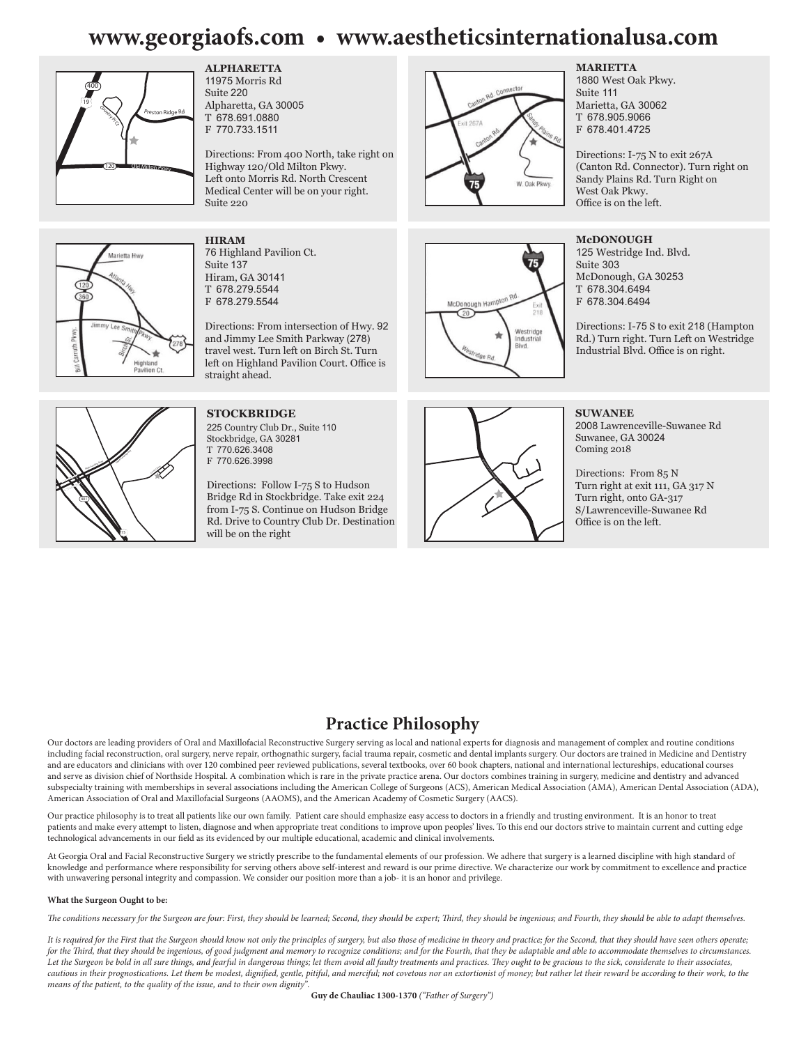# www.georgiaofs.com • www.aestheticsinternationalusa.com

400
19
Preston Ridge Rd
Country Pl Ct
120
Old Milton Pkwy

### ALPHARETTA

11975 Morris Rd
Suite 220
Alpharetta, GA 30005
T 678.691.0880
F 770.733.1511

Directions: From 400 North, take right on Highway 120/Old Milton Pkwy. Left onto Morris Rd. North Crescent Medical Center will be on your right. Suite 220

Canton Rd. Connector
Exit 267A
Canton Rd.
Sandy Plains Rd.
W. Oak Pkwy.
75

### MARIETTA

1880 West Oak Pkwy.
Suite 111
Marietta, GA 30062
T 678.905.9066
F 678.401.4725

Directions: I-75 N to exit 267A (Canton Rd. Connector). Turn right on Sandy Plains Rd. Turn Right on West Oak Pkwy.
Office is on the left.

Marietta Hwy
120
360
Atlanta Hwy
Jimmy Lee Smith Pkwy.
Bill Carruth Pkwy.
Birch St.
278
Highland Pavilion Ct.

### HIRAM

76 Highland Pavilion Ct.
Suite 137
Hiram, GA 30141
T 678.279.5544
F 678.279.5544

Directions: From intersection of Hwy. 92 and Jimmy Lee Smith Parkway (278) travel west. Turn left on Birch St. Turn left on Highland Pavilion Court. Office is straight ahead.

75
McDonough Hampton Rd.
20
Exit 218
Westridge Industrial Blvd.
Westridge Rd.

### McDONOUGH

125 Westridge Ind. Blvd.
Suite 303
McDonough, GA 30253
T 678.304.6494
F 678.304.6494

Directions: I-75 S to exit 218 (Hampton Rd.) Turn right. Turn Left on Westridge Industrial Blvd. Office is on right.

### STOCKBRIDGE

225 Country Club Dr., Suite 110
Stockbridge, GA 30281
T 770.626.3408
F 770.626.3998

Directions: Follow I-75 S to Hudson Bridge Rd in Stockbridge. Take exit 224 from I-75 S. Continue on Hudson Bridge Rd. Drive to Country Club Dr. Destination will be on the right

### SUWANEE

2008 Lawrenceville-Suwanee Rd
Suwanee, GA 30024
Coming 2018

Directions: From 85 N
Turn right at exit 111, GA 317 N
Turn right, onto GA-317 S/Lawrenceville-Suwanee Rd
Office is on the left.

## Practice Philosophy

Our doctors are leading providers of Oral and Maxillofacial Reconstructive Surgery serving as local and national experts for diagnosis and management of complex and routine conditions including facial reconstruction, oral surgery, nerve repair, orthognathic surgery, facial trauma repair, cosmetic and dental implants surgery. Our doctors are trained in Medicine and Dentistry and are educators and clinicians with over 120 combined peer reviewed publications, several textbooks, over 60 book chapters, national and international lectureships, educational courses and serve as division chief of Northside Hospital. A combination which is rare in the private practice arena. Our doctors combines training in surgery, medicine and dentistry and advanced subspecialty training with memberships in several associations including the American College of Surgeons (ACS), American Medical Association (AMA), American Dental Association (ADA), American Association of Oral and Maxillofacial Surgeons (AAOMS), and the American Academy of Cosmetic Surgery (AACS).

Our practice philosophy is to treat all patients like our own family. Patient care should emphasize easy access to doctors in a friendly and trusting environment. It is an honor to treat patients and make every attempt to listen, diagnose and when appropriate treat conditions to improve upon peoples' lives. To this end our doctors strive to maintain current and cutting edge technological advancements in our field as its evidenced by our multiple educational, academic and clinical involvements.

At Georgia Oral and Facial Reconstructive Surgery we strictly prescribe to the fundamental elements of our profession. We adhere that surgery is a learned discipline with high standard of knowledge and performance where responsibility for serving others above self-interest and reward is our prime directive. We characterize our work by commitment to excellence and practice with unwavering personal integrity and compassion. We consider our position more than a job- it is an honor and privilege.

**What the Surgeon Ought to be:**

*The conditions necessary for the Surgeon are four: First, they should be learned; Second, they should be expert; Third, they should be ingenious; and Fourth, they should be able to adapt themselves.*

*It is required for the First that the Surgeon should know not only the principles of surgery, but also those of medicine in theory and practice; for the Second, that they should have seen others operate; for the Third, that they should be ingenious, of good judgment and memory to recognize conditions; and for the Fourth, that they be adaptable and able to accommodate themselves to circumstances. Let the Surgeon be bold in all sure things, and fearful in dangerous things; let them avoid all faulty treatments and practices. They ought to be gracious to the sick, considerate to their associates, cautious in their prognostications. Let them be modest, dignified, gentle, pitiful, and merciful; not covetous nor an extortionist of money; but rather let their reward be according to their work, to the means of the patient, to the quality of the issue, and to their own dignity".*

**Guy de Chauliac 1300-1370** *("Father of Surgery")*